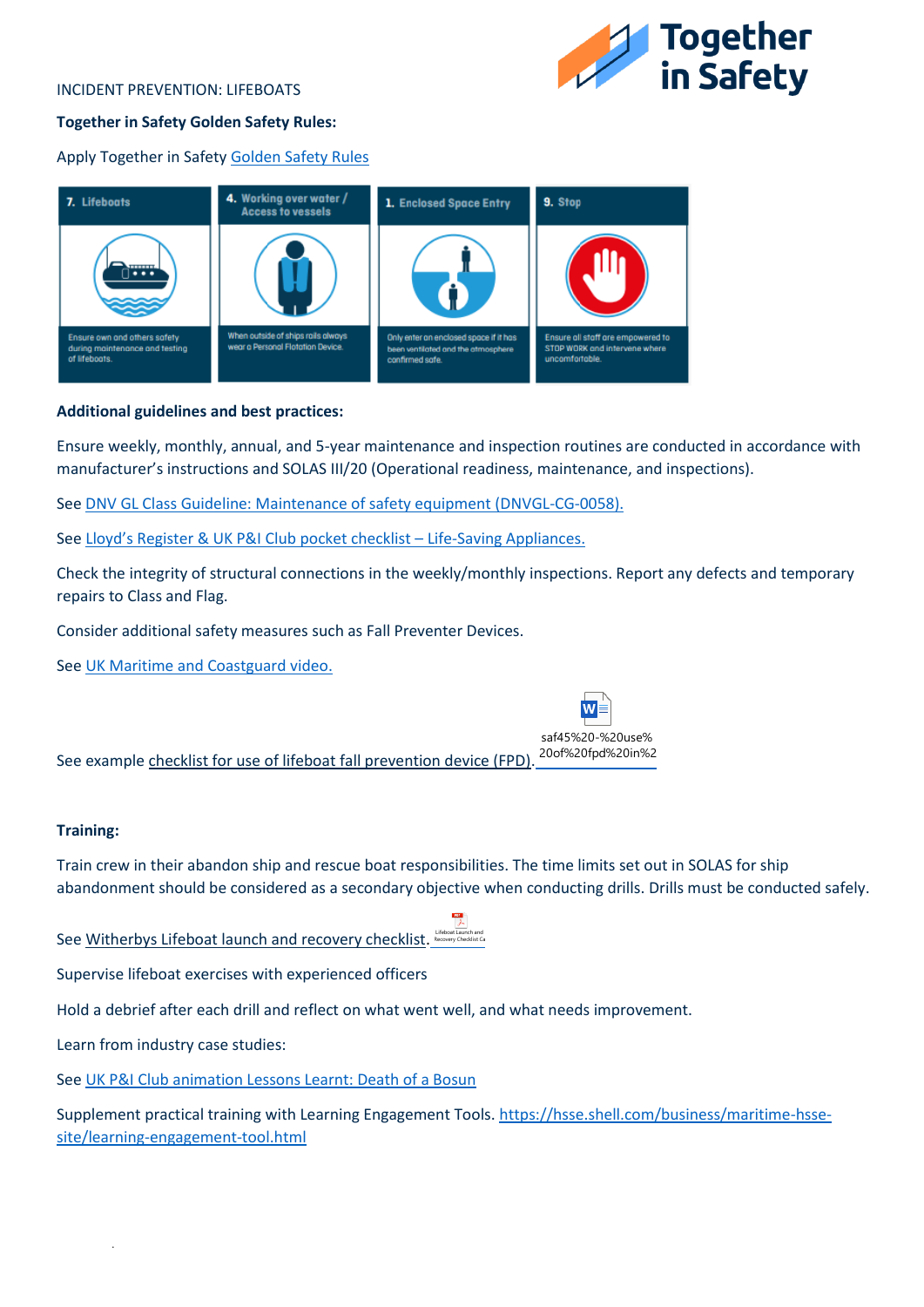INCIDENT PREVENTION: LIFEBOATS

**Together in Safety Golden Safety Rules:**

Apply Together in Safety Golden Safety Rules

| 7. Lifeboats | 4. Working over water / Access to vessels | 1. Enclosed Space Entry | 9. Stop |
|---|---|---|---|
| Ensure own and others safety during maintenance and testing of lifeboats. | When outside of ships rails always wear a Personal Flotation Device. | Only enter an enclosed space if it has been ventilated and the atmosphere confirmed safe. | Ensure all staff are empowered to STOP WORK and intervene where uncomfortable. |

**Additional guidelines and best practices:**

Ensure weekly, monthly, annual, and 5-year maintenance and inspection routines are conducted in accordance with manufacturer's instructions and SOLAS III/20 (Operational readiness, maintenance, and inspections).

See DNV GL Class Guideline: Maintenance of safety equipment (DNVGL-CG-0058).

See Lloyd's Register & UK P&I Club pocket checklist – Life-Saving Appliances.

Check the integrity of structural connections in the weekly/monthly inspections. Report any defects and temporary repairs to Class and Flag.

Consider additional safety measures such as Fall Preventer Devices.

See UK Maritime and Coastguard video.

See example checklist for use of lifeboat fall prevention device (FPD). saf45%20-%20use%20of%20fpd%20in%2

**Training:**

Train crew in their abandon ship and rescue boat responsibilities. The time limits set out in SOLAS for ship abandonment should be considered as a secondary objective when conducting drills. Drills must be conducted safely.

See Witherbys Lifeboat launch and recovery checklist. Lifeboat Launch and Recovery Checklist

Supervise lifeboat exercises with experienced officers

Hold a debrief after each drill and reflect on what went well, and what needs improvement.

Learn from industry case studies:

See UK P&I Club animation Lessons Learnt: Death of a Bosun

Supplement practical training with Learning Engagement Tools. https://hsse.shell.com/business/maritime-hsse-site/learning-engagement-tool.html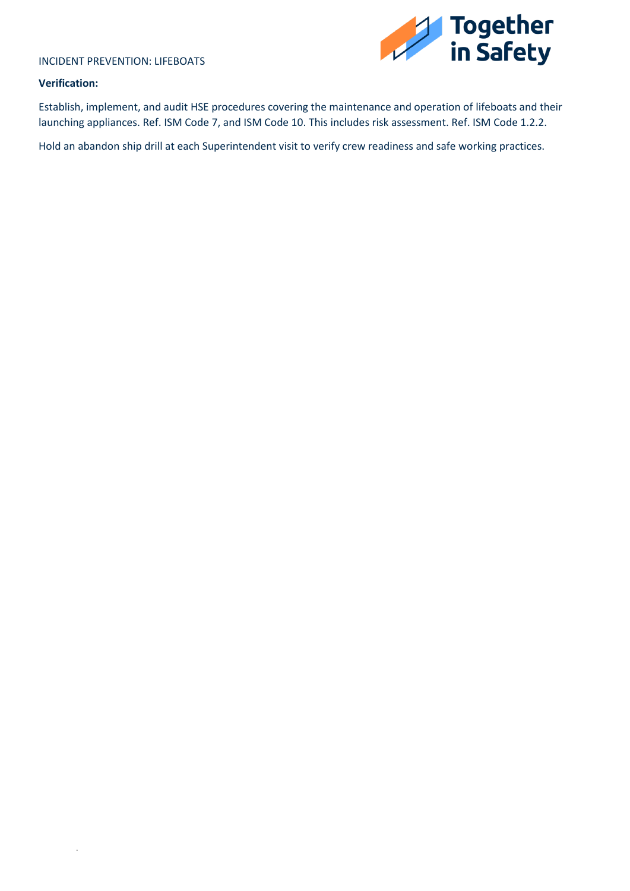**Verification:**

Establish, implement, and audit HSE procedures covering the maintenance and operation of lifeboats and their launching appliances. Ref. ISM Code 7, and ISM Code 10. This includes risk assessment. Ref. ISM Code 1.2.2.

Hold an abandon ship drill at each Superintendent visit to verify crew readiness and safe working practices.